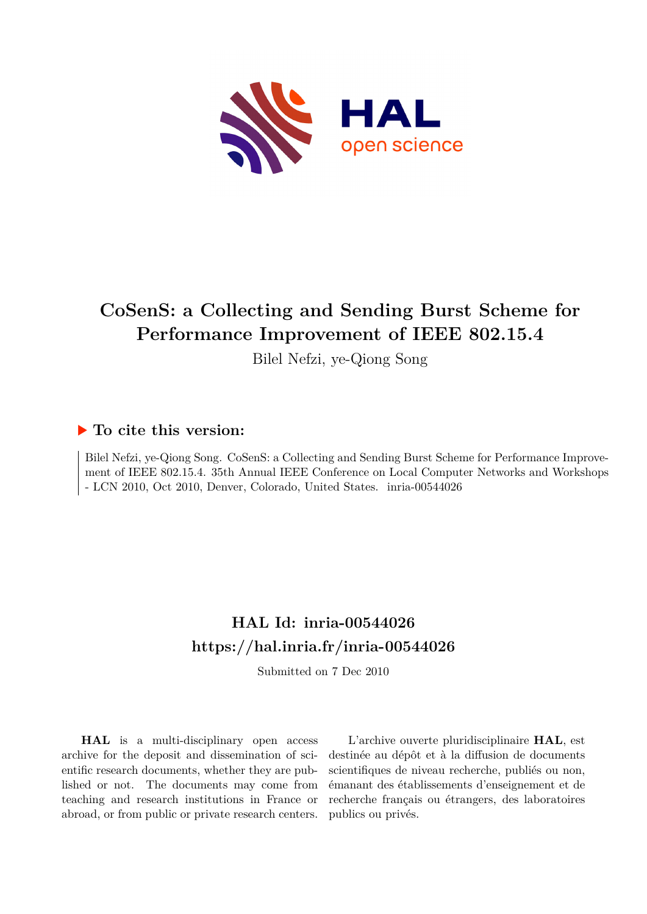# CoSenS: a Collecting and Sending Burst Scheme for Performance Improvement of IEEE 802.15.4

Bilel Nefzi, ye-Qiong Song

## ▶ To cite this version:

Bilel Nefzi, ye-Qiong Song. CoSenS: a Collecting and Sending Burst Scheme for Performance Improvement of IEEE 802.15.4. 35th Annual IEEE Conference on Local Computer Networks and Workshops - LCN 2010, Oct 2010, Denver, Colorado, United States. inria-00544026

## HAL Id: inria-00544026
## https://hal.inria.fr/inria-00544026

Submitted on 7 Dec 2010

**HAL** is a multi-disciplinary open access archive for the deposit and dissemination of scientific research documents, whether they are published or not. The documents may come from teaching and research institutions in France or abroad, or from public or private research centers.

L'archive ouverte pluridisciplinaire **HAL**, est destinée au dépôt et à la diffusion de documents scientifiques de niveau recherche, publiés ou non, émanant des établissements d'enseignement et de recherche français ou étrangers, des laboratoires publics ou privés.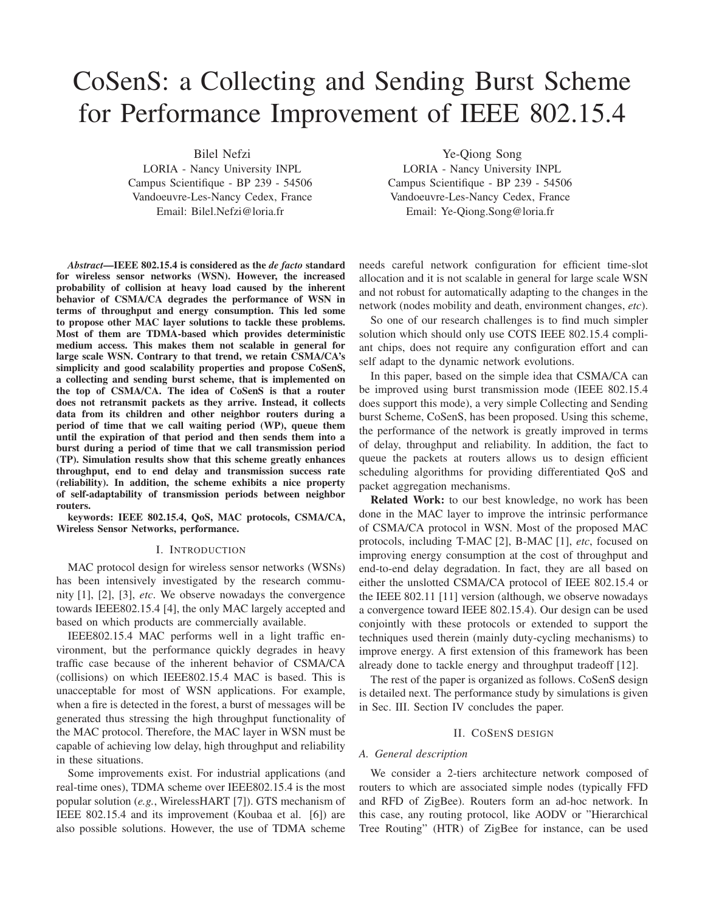# CoSenS: a Collecting and Sending Burst Scheme for Performance Improvement of IEEE 802.15.4

Bilel Nefzi
LORIA - Nancy University INPL
Campus Scientifique - BP 239 - 54506
Vandoeuvre-Les-Nancy Cedex, France
Email: Bilel.Nefzi@loria.fr

Ye-Qiong Song
LORIA - Nancy University INPL
Campus Scientifique - BP 239 - 54506
Vandoeuvre-Les-Nancy Cedex, France
Email: Ye-Qiong.Song@loria.fr

***Abstract*—IEEE 802.15.4 is considered as the *de facto* standard for wireless sensor networks (WSN). However, the increased probability of collision at heavy load caused by the inherent behavior of CSMA/CA degrades the performance of WSN in terms of throughput and energy consumption. This led some to propose other MAC layer solutions to tackle these problems. Most of them are TDMA-based which provides deterministic medium access. This makes them not scalable in general for large scale WSN. Contrary to that trend, we retain CSMA/CA's simplicity and good scalability properties and propose CoSenS, a collecting and sending burst scheme, that is implemented on the top of CSMA/CA. The idea of CoSenS is that a router does not retransmit packets as they arrive. Instead, it collects data from its children and other neighbor routers during a period of time that we call waiting period (WP), queue them until the expiration of that period and then sends them into a burst during a period of time that we call transmission period (TP). Simulation results show that this scheme greatly enhances throughput, end to end delay and transmission success rate (reliability). In addition, the scheme exhibits a nice property of self-adaptability of transmission periods between neighbor routers.**

**keywords: IEEE 802.15.4, QoS, MAC protocols, CSMA/CA, Wireless Sensor Networks, performance.**

## I. Introduction

MAC protocol design for wireless sensor networks (WSNs) has been intensively investigated by the research community [1], [2], [3], *etc*. We observe nowadays the convergence towards IEEE802.15.4 [4], the only MAC largely accepted and based on which products are commercially available.

IEEE802.15.4 MAC performs well in a light traffic environment, but the performance quickly degrades in heavy traffic case because of the inherent behavior of CSMA/CA (collisions) on which IEEE802.15.4 MAC is based. This is unacceptable for most of WSN applications. For example, when a fire is detected in the forest, a burst of messages will be generated thus stressing the high throughput functionality of the MAC protocol. Therefore, the MAC layer in WSN must be capable of achieving low delay, high throughput and reliability in these situations.

Some improvements exist. For industrial applications (and real-time ones), TDMA scheme over IEEE802.15.4 is the most popular solution (*e.g.*, WirelessHART [7]). GTS mechanism of IEEE 802.15.4 and its improvement (Koubaa et al. [6]) are also possible solutions. However, the use of TDMA scheme needs careful network configuration for efficient time-slot allocation and it is not scalable in general for large scale WSN and not robust for automatically adapting to the changes in the network (nodes mobility and death, environment changes, *etc*).

So one of our research challenges is to find much simpler solution which should only use COTS IEEE 802.15.4 compliant chips, does not require any configuration effort and can self adapt to the dynamic network evolutions.

In this paper, based on the simple idea that CSMA/CA can be improved using burst transmission mode (IEEE 802.15.4 does support this mode), a very simple Collecting and Sending burst Scheme, CoSenS, has been proposed. Using this scheme, the performance of the network is greatly improved in terms of delay, throughput and reliability. In addition, the fact to queue the packets at routers allows us to design efficient scheduling algorithms for providing differentiated QoS and packet aggregation mechanisms.

**Related Work:** to our best knowledge, no work has been done in the MAC layer to improve the intrinsic performance of CSMA/CA protocol in WSN. Most of the proposed MAC protocols, including T-MAC [2], B-MAC [1], *etc*, focused on improving energy consumption at the cost of throughput and end-to-end delay degradation. In fact, they are all based on either the unslotted CSMA/CA protocol of IEEE 802.15.4 or the IEEE 802.11 [11] version (although, we observe nowadays a convergence toward IEEE 802.15.4). Our design can be used conjointly with these protocols or extended to support the techniques used therein (mainly duty-cycling mechanisms) to improve energy. A first extension of this framework has been already done to tackle energy and throughput tradeoff [12].

The rest of the paper is organized as follows. CoSenS design is detailed next. The performance study by simulations is given in Sec. III. Section IV concludes the paper.

## II. CoSenS design

### A. General description

We consider a 2-tiers architecture network composed of routers to which are associated simple nodes (typically FFD and RFD of ZigBee). Routers form an ad-hoc network. In this case, any routing protocol, like AODV or "Hierarchical Tree Routing" (HTR) of ZigBee for instance, can be used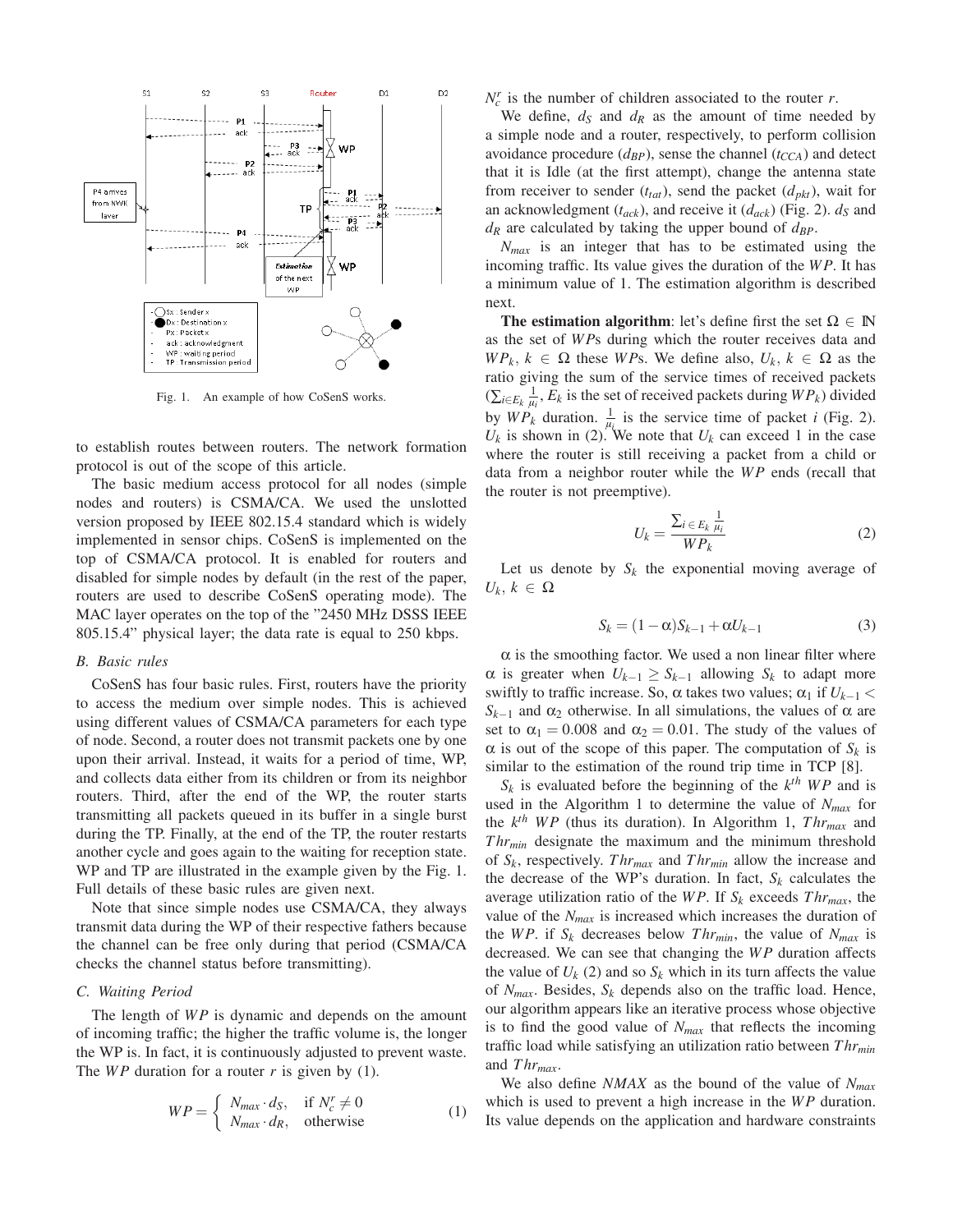S1 S2 S3 Router D1 D2

P1 ack P3 ack WP P2 ack P4 arrives from NWK layer TP P1 ack P2 ack P3 ack P4 ack Estimation of the next WP WP

Sx : Sender x
Dx : Destination x
Px : Packet x
ack : acknowledgment
WP : waiting period
TP : Transmission period

Fig. 1. An example of how CoSenS works.

to establish routes between routers. The network formation protocol is out of the scope of this article.

The basic medium access protocol for all nodes (simple nodes and routers) is CSMA/CA. We used the unslotted version proposed by IEEE 802.15.4 standard which is widely implemented in sensor chips. CoSenS is implemented on the top of CSMA/CA protocol. It is enabled for routers and disabled for simple nodes by default (in the rest of the paper, routers are used to describe CoSenS operating mode). The MAC layer operates on the top of the "2450 MHz DSSS IEEE 805.15.4" physical layer; the data rate is equal to 250 kbps.

### B. Basic rules

CoSenS has four basic rules. First, routers have the priority to access the medium over simple nodes. This is achieved using different values of CSMA/CA parameters for each type of node. Second, a router does not transmit packets one by one upon their arrival. Instead, it waits for a period of time, WP, and collects data either from its children or from its neighbor routers. Third, after the end of the WP, the router starts transmitting all packets queued in its buffer in a single burst during the TP. Finally, at the end of the TP, the router restarts another cycle and goes again to the waiting for reception state. WP and TP are illustrated in the example given by the Fig. 1. Full details of these basic rules are given next.

Note that since simple nodes use CSMA/CA, they always transmit data during the WP of their respective fathers because the channel can be free only during that period (CSMA/CA checks the channel status before transmitting).

### C. Waiting Period

The length of $WP$ is dynamic and depends on the amount of incoming traffic; the higher the traffic volume is, the longer the WP is. In fact, it is continuously adjusted to prevent waste. The $WP$ duration for a router $r$ is given by (1).

$$WP = \begin{cases} N_{max} \cdot d_S, & \text{if } N_c^r \neq 0 \\ N_{max} \cdot d_R, & \text{otherwise} \end{cases} \tag{1}$$

$N_c^r$ is the number of children associated to the router $r$.

We define, $d_S$ and $d_R$ as the amount of time needed by a simple node and a router, respectively, to perform collision avoidance procedure ($d_{BP}$), sense the channel ($t_{CCA}$) and detect that it is Idle (at the first attempt), change the antenna state from receiver to sender ($t_{tat}$), send the packet ($d_{pkt}$), wait for an acknowledgment ($t_{ack}$), and receive it ($d_{ack}$) (Fig. 2). $d_S$ and $d_R$ are calculated by taking the upper bound of $d_{BP}$.

$N_{max}$ is an integer that has to be estimated using the incoming traffic. Its value gives the duration of the $WP$. It has a minimum value of 1. The estimation algorithm is described next.

**The estimation algorithm**: let's define first the set $\Omega \in \mathbb{N}$ as the set of $WP$s during which the router receives data and $WP_k$, $k \in \Omega$ these $WP$s. We define also, $U_k$, $k \in \Omega$ as the ratio giving the sum of the service times of received packets ($\sum_{i \in E_k} \frac{1}{\mu_i}$, $E_k$ is the set of received packets during $WP_k$) divided by $WP_k$ duration. $\frac{1}{\mu_i}$ is the service time of packet $i$ (Fig. 2). $U_k$ is shown in (2). We note that $U_k$ can exceed 1 in the case where the router is still receiving a packet from a child or data from a neighbor router while the $WP$ ends (recall that the router is not preemptive).

$$U_k = \frac{\sum_{i \in E_k} \frac{1}{\mu_i}}{WP_k} \tag{2}$$

Let us denote by $S_k$ the exponential moving average of $U_k$, $k \in \Omega$

$$S_k = (1 - \alpha) S_{k-1} + \alpha U_{k-1} \tag{3}$$

$\alpha$ is the smoothing factor. We used a non linear filter where $\alpha$ is greater when $U_{k-1} \geq S_{k-1}$ allowing $S_k$ to adapt more swiftly to traffic increase. So, $\alpha$ takes two values; $\alpha_1$ if $U_{k-1} < S_{k-1}$ and $\alpha_2$ otherwise. In all simulations, the values of $\alpha$ are set to $\alpha_1 = 0.008$ and $\alpha_2 = 0.01$. The study of the values of $\alpha$ is out of the scope of this paper. The computation of $S_k$ is similar to the estimation of the round trip time in TCP [8].

$S_k$ is evaluated before the beginning of the $k^{th}$ $WP$ and is used in the Algorithm 1 to determine the value of $N_{max}$ for the $k^{th}$ $WP$ (thus its duration). In Algorithm 1, $Thr_{max}$ and $Thr_{min}$ designate the maximum and the minimum threshold of $S_k$, respectively. $Thr_{max}$ and $Thr_{min}$ allow the increase and the decrease of the WP's duration. In fact, $S_k$ calculates the average utilization ratio of the $WP$. If $S_k$ exceeds $Thr_{max}$, the value of the $N_{max}$ is increased which increases the duration of the $WP$. if $S_k$ decreases below $Thr_{min}$, the value of $N_{max}$ is decreased. We can see that changing the $WP$ duration affects the value of $U_k$ (2) and so $S_k$ which in its turn affects the value of $N_{max}$. Besides, $S_k$ depends also on the traffic load. Hence, our algorithm appears like an iterative process whose objective is to find the good value of $N_{max}$ that reflects the incoming traffic load while satisfying an utilization ratio between $Thr_{min}$ and $Thr_{max}$.

We also define $NMAX$ as the bound of the value of $N_{max}$ which is used to prevent a high increase in the $WP$ duration. Its value depends on the application and hardware constraints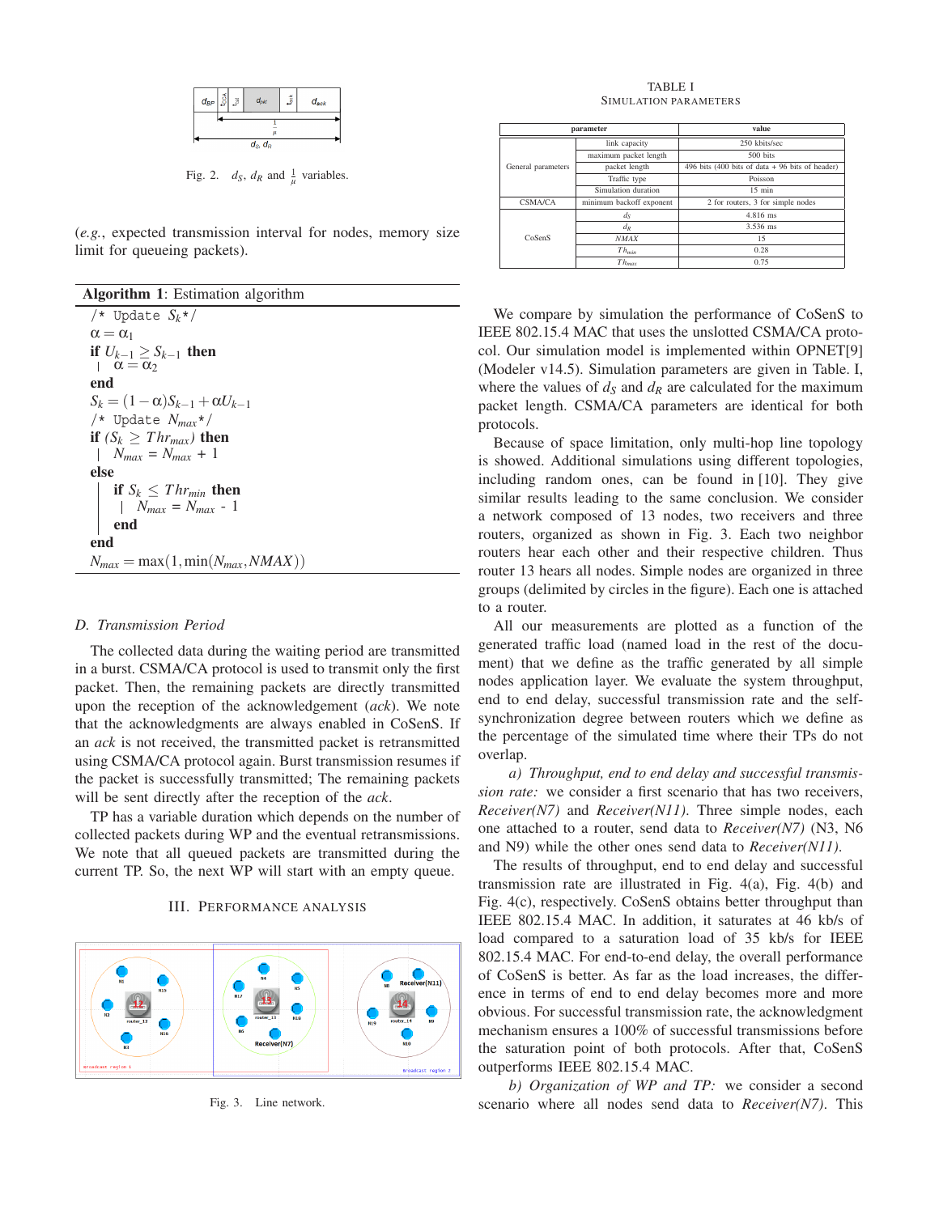Fig. 2. $d_S$, $d_R$ and $\frac{1}{\mu}$ variables.

(*e.g.*, expected transmission interval for nodes, memory size limit for queueing packets).

**Algorithm 1**: Estimation algorithm

```
/* Update S_k */
α = α_1
if U_{k-1} ≥ S_{k-1} then
  | α = α_2
end
S_k = (1 − α)S_{k-1} + αU_{k-1}
/* Update N_max */
if (S_k ≥ Thr_max) then
  | N_max = N_max + 1
else
  | if S_k ≤ Thr_min then
  |   | N_max = N_max - 1
  | end
end
N_max = max(1, min(N_max, NMAX))
```

### *D. Transmission Period*

The collected data during the waiting period are transmitted in a burst. CSMA/CA protocol is used to transmit only the first packet. Then, the remaining packets are directly transmitted upon the reception of the acknowledgement (*ack*). We note that the acknowledgments are always enabled in CoSenS. If an *ack* is not received, the transmitted packet is retransmitted using CSMA/CA protocol again. Burst transmission resumes if the packet is successfully transmitted; The remaining packets will be sent directly after the reception of the *ack*.

TP has a variable duration which depends on the number of collected packets during WP and the eventual retransmissions. We note that all queued packets are transmitted during the current TP. So, the next WP will start with an empty queue.

## III. Performance Analysis

Fig. 3. Line network.

TABLE I
SIMULATION PARAMETERS

| parameter | | value |
|---|---|---|
| General parameters | link capacity | 250 kbits/sec |
| | maximum packet length | 500 bits |
| | packet length | 496 bits (400 bits of data + 96 bits of header) |
| | Traffic type | Poisson |
| | Simulation duration | 15 min |
| CSMA/CA | minimum backoff exponent | 2 for routers, 3 for simple nodes |
| CoSenS | $d_S$ | 4.816 ms |
| | $d_R$ | 3.536 ms |
| | $NMAX$ | 15 |
| | $Thr_{min}$ | 0.28 |
| | $Thr_{max}$ | 0.75 |

We compare by simulation the performance of CoSenS to IEEE 802.15.4 MAC that uses the unslotted CSMA/CA protocol. Our simulation model is implemented within OPNET[9] (Modeler v14.5). Simulation parameters are given in Table. I, where the values of $d_S$ and $d_R$ are calculated for the maximum packet length. CSMA/CA parameters are identical for both protocols.

Because of space limitation, only multi-hop line topology is showed. Additional simulations using different topologies, including random ones, can be found in [10]. They give similar results leading to the same conclusion. We consider a network composed of 13 nodes, two receivers and three routers, organized as shown in Fig. 3. Each two neighbor routers hear each other and their respective children. Thus router 13 hears all nodes. Simple nodes are organized in three groups (delimited by circles in the figure). Each one is attached to a router.

All our measurements are plotted as a function of the generated traffic load (named load in the rest of the document) that we define as the traffic generated by all simple nodes application layer. We evaluate the system throughput, end to end delay, successful transmission rate and the self-synchronization degree between routers which we define as the percentage of the simulated time where their TPs do not overlap.

*a) Throughput, end to end delay and successful transmission rate:* we consider a first scenario that has two receivers, *Receiver(N7)* and *Receiver(N11)*. Three simple nodes, each one attached to a router, send data to *Receiver(N7)* (N3, N6 and N9) while the other ones send data to *Receiver(N11)*.

The results of throughput, end to end delay and successful transmission rate are illustrated in Fig. 4(a), Fig. 4(b) and Fig. 4(c), respectively. CoSenS obtains better throughput than IEEE 802.15.4 MAC. In addition, it saturates at 46 kb/s of load compared to a saturation load of 35 kb/s for IEEE 802.15.4 MAC. For end-to-end delay, the overall performance of CoSenS is better. As far as the load increases, the difference in terms of end to end delay becomes more and more obvious. For successful transmission rate, the acknowledgment mechanism ensures a 100% of successful transmissions before the saturation point of both protocols. After that, CoSenS outperforms IEEE 802.15.4 MAC.

*b) Organization of WP and TP:* we consider a second scenario where all nodes send data to *Receiver(N7)*. This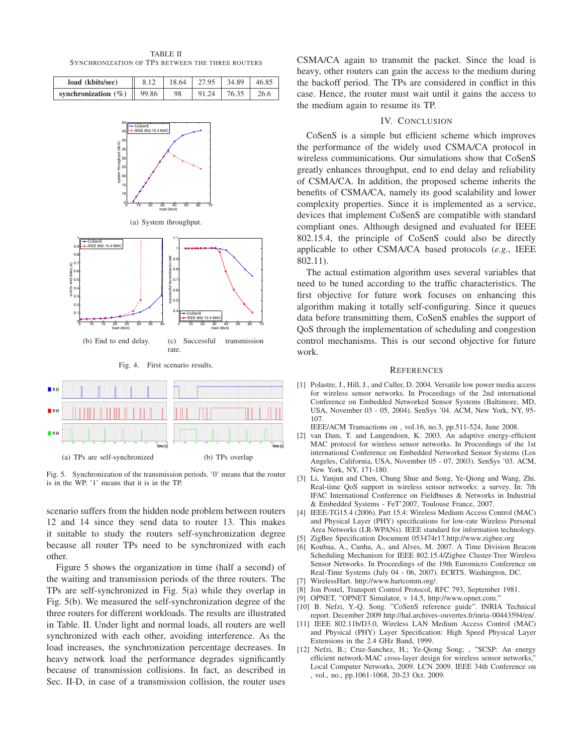TABLE II
SYNCHRONIZATION OF TPS BETWEEN THE THREE ROUTERS

| load (kbits/sec) | 8.12 | 18.64 | 27.95 | 34.89 | 46.85 |
|---|---|---|---|---|---|
| synchronization (%) | 99.86 | 98 | 91.24 | 76.35 | 26.6 |

CoSenS
IEEE 802.15.4 MAC
system throughput (kb/s)
load (kb/s)

(a) System throughput.

CoSenS
IEEE 802.15.4 MAC
end to end delay (s)
load (kb/s)

(b) End to end delay.

CoSenS
IEEE 802.15.4 MAC
successful transmission rate
load (kb/s)

(c) Successful transmission rate.

Fig. 4. First scenario results.

R12
R13
R14
time (s)

(a) TPs are self-synchronized

(b) TPs overlap

Fig. 5. Synchronization of the transmission periods. '0' means that the router is in the WP. '1' means that it is in the TP.

scenario suffers from the hidden node problem between routers 12 and 14 since they send data to router 13. This makes it suitable to study the routers self-synchronization degree because all router TPs need to be synchronized with each other.

Figure 5 shows the organization in time (half a second) of the waiting and transmission periods of the three routers. The TPs are self-synchronized in Fig. 5(a) while they overlap in Fig. 5(b). We measured the self-synchronization degree of the three routers for different workloads. The results are illustrated in Table. II. Under light and normal loads, all routers are well synchronized with each other, avoiding interference. As the load increases, the synchronization percentage decreases. In heavy network load the performance degrades significantly because of transmission collisions. In fact, as described in Sec. II-D, in case of a transmission collision, the router uses CSMA/CA again to transmit the packet. Since the load is heavy, other routers can gain the access to the medium during the backoff period. The TPs are considered in conflict in this case. Hence, the router must wait until it gains the access to the medium again to resume its TP.

## IV. CONCLUSION

CoSenS is a simple but efficient scheme which improves the performance of the widely used CSMA/CA protocol in wireless communications. Our simulations show that CoSenS greatly enhances throughput, end to end delay and reliability of CSMA/CA. In addition, the proposed scheme inherits the benefits of CSMA/CA, namely its good scalability and lower complexity properties. Since it is implemented as a service, devices that implement CoSenS are compatible with standard compliant ones. Although designed and evaluated for IEEE 802.15.4, the principle of CoSenS could also be directly applicable to other CSMA/CA based protocols (*e.g.*, IEEE 802.11).

The actual estimation algorithm uses several variables that need to be tuned according to the traffic characteristics. The first objective for future work focuses on enhancing this algorithm making it totally self-configuring. Since it queues data before transmitting them, CoSenS enables the support of QoS through the implementation of scheduling and congestion control mechanisms. This is our second objective for future work.

## REFERENCES

[1] Polastre, J., Hill, J., and Culler, D. 2004. Versatile low power media access for wireless sensor networks. In Proceedings of the 2nd international Conference on Embedded Networked Sensor Systems (Baltimore, MD, USA, November 03 - 05, 2004). SenSys '04. ACM, New York, NY, 95-107.
IEEE/ACM Transactions on , vol.16, no.3, pp.511-524, June 2008.

[2] van Dam, T. and Langendoen, K. 2003. An adaptive energy-efficient MAC protocol for wireless sensor networks. In Proceedings of the 1st international Conference on Embedded Networked Sensor Systems (Los Angeles, California, USA, November 05 - 07, 2003). SenSys '03. ACM, New York, NY, 171-180.

[3] Li, Yanjun and Chen, Chung Shue and Song, Ye-Qiong and Wang, Zhi. Real-time QoS support in wireless sensor networks: a survey. In: 7th IFAC International Conference on Fieldbuses & Networks in Industrial & Embedded Systems - FeT'2007, Toulouse France, 2007.

[4] IEEE-TG15.4 (2006). Part 15.4: Wireless Medium Access Control (MAC) and Physical Layer (PHY) specifications for low-rate Wireless Personal Area Networks (LR-WPANs). IEEE standard for information technology.

[5] ZigBee Specification Document 053474r17.http://www.zigbee.org

[6] Koubaa, A., Cunha, A., and Alves, M. 2007. A Time Division Beacon Scheduling Mechanism for IEEE 802.15.4/Zigbee Cluster-Tree Wireless Sensor Networks. In Proceedings of the 19th Euromicro Conference on Real-Time Systems (July 04 - 06, 2007). ECRTS. Washington, DC.

[7] WirelessHart. http://www.hartcomm.org/.

[8] Jon Postel, Transport Control Protocol, RFC 793, September 1981.

[9] OPNET, "OPNET Simulator, v 14.5, http://www.opnet.com."

[10] B. Nefzi, Y.-Q. Song. "CoSenS reference guide". INRIA Technical report. December 2009 http://hal.archives-ouvertes.fr/inria-00443594/en/.

[11] IEEE 802.11b/D3.0, Wireless LAN Medium Access Control (MAC) and Physical (PHY) Layer Specification: High Speed Physical Layer Extensions in the 2.4 GHz Band, 1999.

[12] Nefzi, B.; Cruz-Sanchez, H.; Ye-Qiong Song; , "SCSP: An energy efficient network-MAC cross-layer design for wireless sensor networks," Local Computer Networks, 2009. LCN 2009. IEEE 34th Conference on , vol., no., pp.1061-1068, 20-23 Oct. 2009.